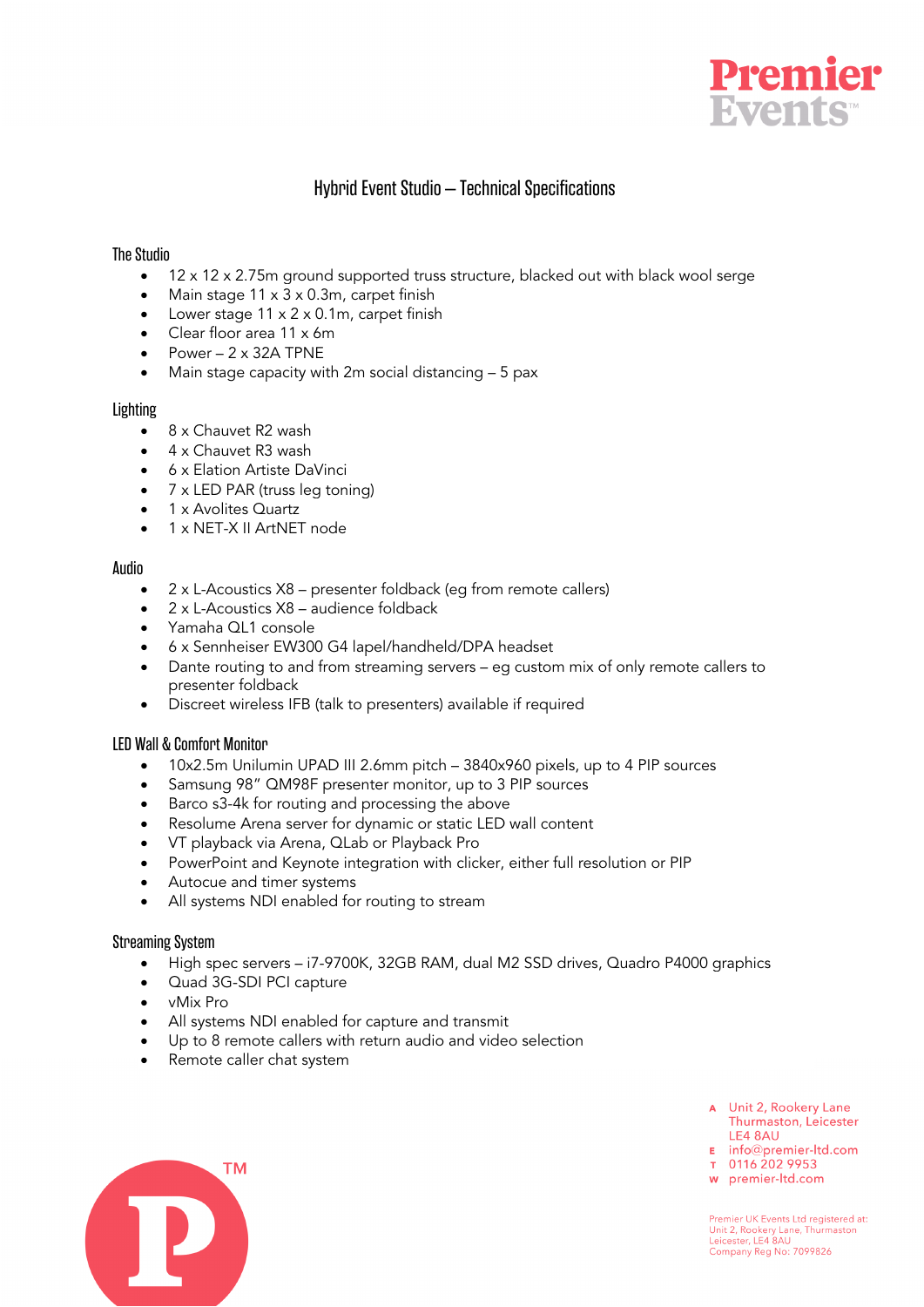# Hybrid Event Studio – Technical Specifications

## The Studio

- 12 x 12 x 2.75m ground supported truss structure, blacked out with black wool serge
- Main stage 11 x 3 x 0.3m, carpet finish
- Lower stage 11 x 2 x 0.1m, carpet finish
- Clear floor area 11 x 6m
- Power – 2 x 32A TPNE
- Main stage capacity with 2m social distancing – 5 pax

## Lighting

- 8 x Chauvet R2 wash
- 4 x Chauvet R3 wash
- 6 x Elation Artiste DaVinci
- 7 x LED PAR (truss leg toning)
- 1 x Avolites Quartz
- 1 x NET-X II ArtNET node

## Audio

- 2 x L-Acoustics X8 – presenter foldback (eg from remote callers)
- 2 x L-Acoustics X8 – audience foldback
- Yamaha QL1 console
- 6 x Sennheiser EW300 G4 lapel/handheld/DPA headset
- Dante routing to and from streaming servers – eg custom mix of only remote callers to presenter foldback
- Discreet wireless IFB (talk to presenters) available if required

## LED Wall & Comfort Monitor

- 10x2.5m Unilumin UPAD III 2.6mm pitch – 3840x960 pixels, up to 4 PIP sources
- Samsung 98" QM98F presenter monitor, up to 3 PIP sources
- Barco s3-4k for routing and processing the above
- Resolume Arena server for dynamic or static LED wall content
- VT playback via Arena, QLab or Playback Pro
- PowerPoint and Keynote integration with clicker, either full resolution or PIP
- Autocue and timer systems
- All systems NDI enabled for routing to stream

## Streaming System

- High spec servers – i7-9700K, 32GB RAM, dual M2 SSD drives, Quadro P4000 graphics
- Quad 3G-SDI PCI capture
- vMix Pro
- All systems NDI enabled for capture and transmit
- Up to 8 remote callers with return audio and video selection
- Remote caller chat system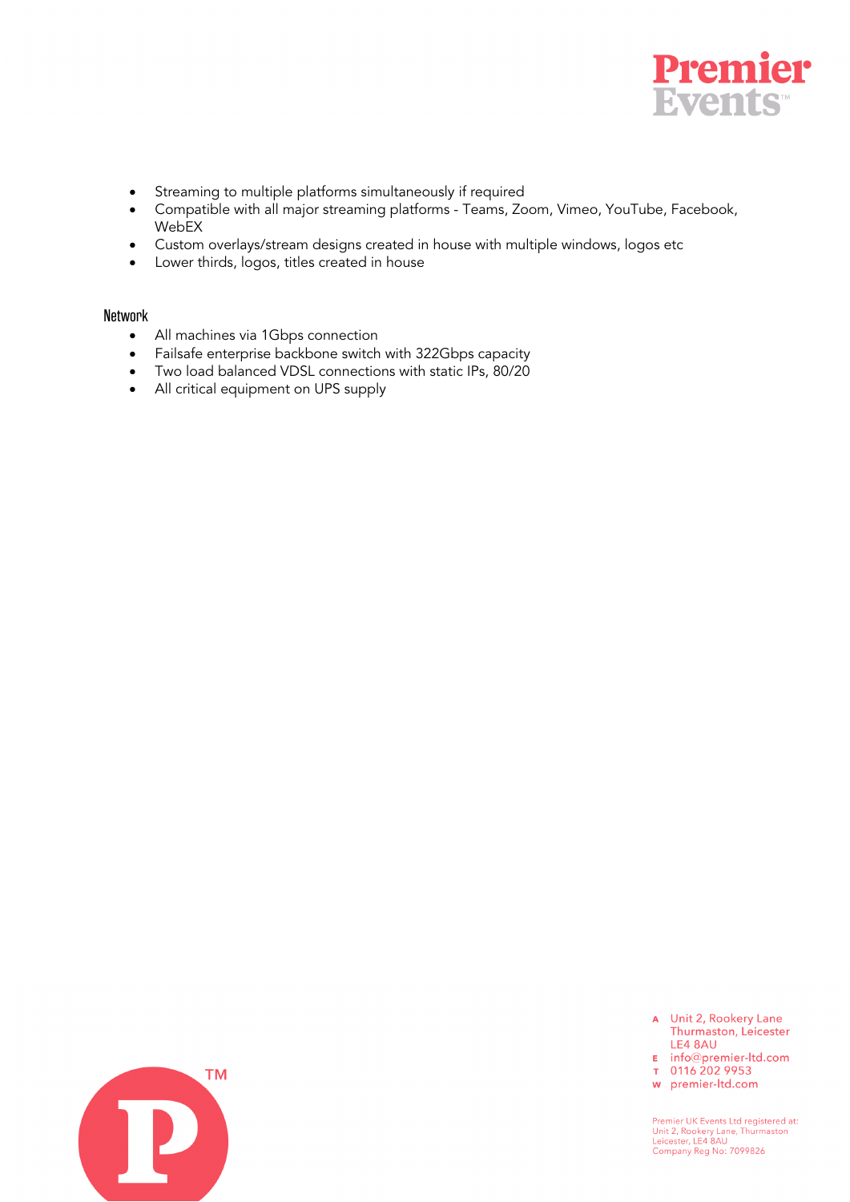- Streaming to multiple platforms simultaneously if required
- Compatible with all major streaming platforms - Teams, Zoom, Vimeo, YouTube, Facebook, WebEX
- Custom overlays/stream designs created in house with multiple windows, logos etc
- Lower thirds, logos, titles created in house

### Network

- All machines via 1Gbps connection
- Failsafe enterprise backbone switch with 322Gbps capacity
- Two load balanced VDSL connections with static IPs, 80/20
- All critical equipment on UPS supply